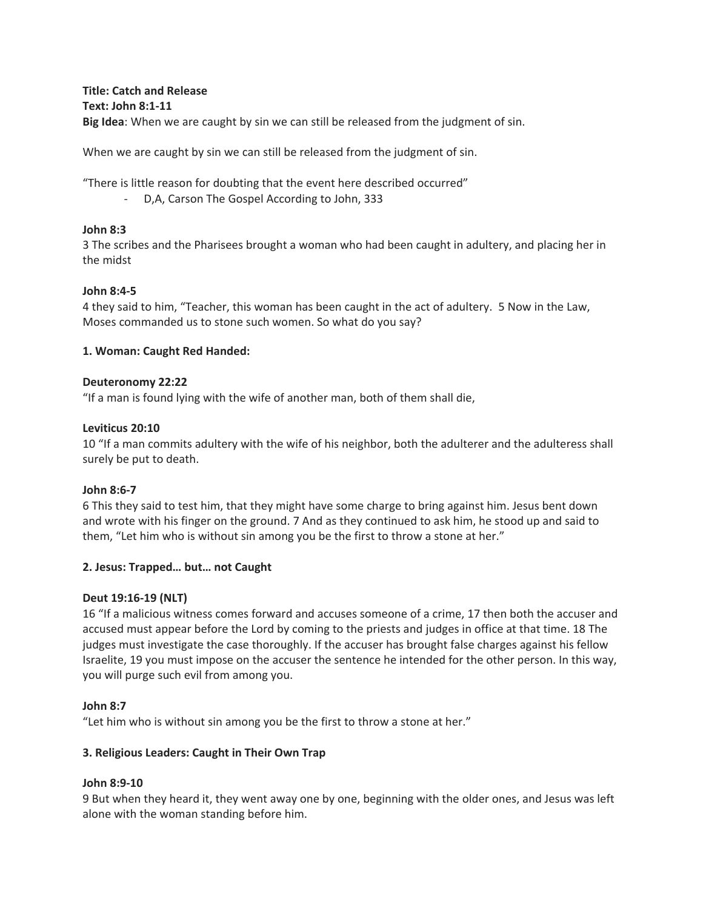**Title: Catch and Release**
**Text: John 8:1-11**
**Big Idea**: When we are caught by sin we can still be released from the judgment of sin.

When we are caught by sin we can still be released from the judgment of sin.

"There is little reason for doubting that the event here described occurred"

- D,A, Carson The Gospel According to John, 333

**John 8:3**
3 The scribes and the Pharisees brought a woman who had been caught in adultery, and placing her in the midst

**John 8:4-5**
4 they said to him, "Teacher, this woman has been caught in the act of adultery. 5 Now in the Law, Moses commanded us to stone such women. So what do you say?

**1. Woman: Caught Red Handed:**

**Deuteronomy 22:22**
"If a man is found lying with the wife of another man, both of them shall die,

**Leviticus 20:10**
10 "If a man commits adultery with the wife of his neighbor, both the adulterer and the adulteress shall surely be put to death.

**John 8:6-7**
6 This they said to test him, that they might have some charge to bring against him. Jesus bent down and wrote with his finger on the ground. 7 And as they continued to ask him, he stood up and said to them, "Let him who is without sin among you be the first to throw a stone at her."

**2. Jesus: Trapped… but… not Caught**

**Deut 19:16-19 (NLT)**
16 "If a malicious witness comes forward and accuses someone of a crime, 17 then both the accuser and accused must appear before the Lord by coming to the priests and judges in office at that time. 18 The judges must investigate the case thoroughly. If the accuser has brought false charges against his fellow Israelite, 19 you must impose on the accuser the sentence he intended for the other person. In this way, you will purge such evil from among you.

**John 8:7**
"Let him who is without sin among you be the first to throw a stone at her."

**3. Religious Leaders: Caught in Their Own Trap**

**John 8:9-10**
9 But when they heard it, they went away one by one, beginning with the older ones, and Jesus was left alone with the woman standing before him.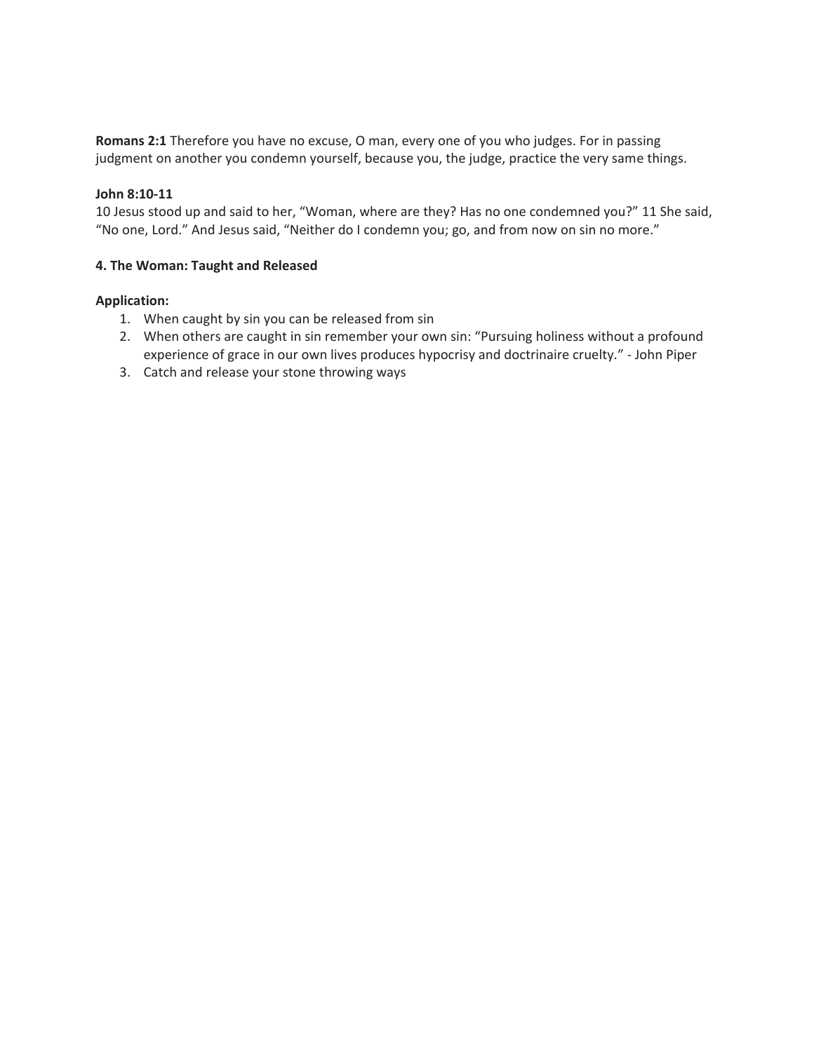**Romans 2:1** Therefore you have no excuse, O man, every one of you who judges. For in passing judgment on another you condemn yourself, because you, the judge, practice the very same things.

**John 8:10-11**
10 Jesus stood up and said to her, "Woman, where are they? Has no one condemned you?" 11 She said, "No one, Lord." And Jesus said, "Neither do I condemn you; go, and from now on sin no more."

**4. The Woman: Taught and Released**

**Application:**

1. When caught by sin you can be released from sin
2. When others are caught in sin remember your own sin: "Pursuing holiness without a profound experience of grace in our own lives produces hypocrisy and doctrinaire cruelty." - John Piper
3. Catch and release your stone throwing ways